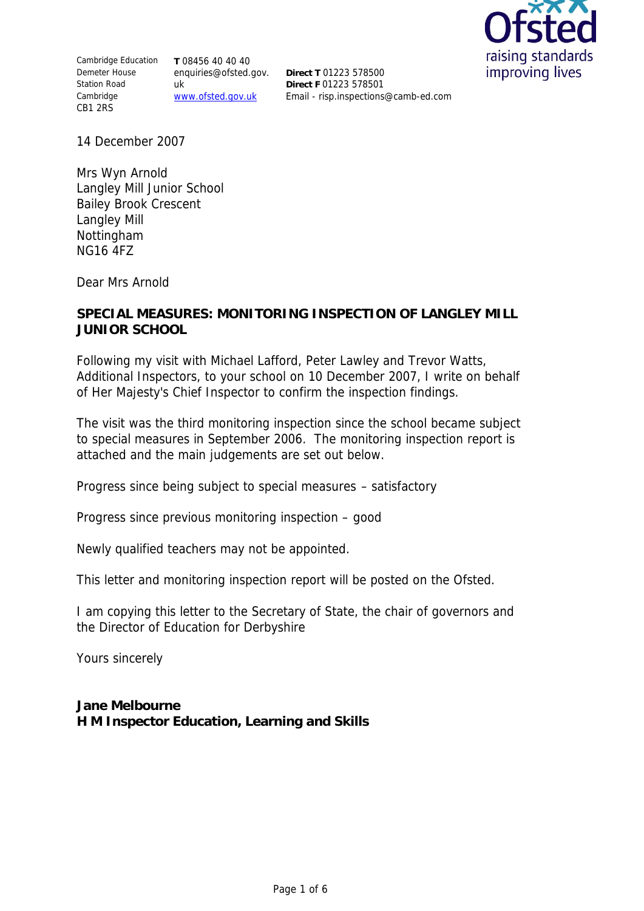Cambridge Education
Demeter House
Station Road
Cambridge
CB1 2RS

**T** 08456 40 40 40
enquiries@ofsted.gov.uk
www.ofsted.gov.uk

**Direct T** 01223 578500
**Direct F** 01223 578501
Email - risp.inspections@camb-ed.com

Ofsted
raising standards
improving lives

14 December 2007

Mrs Wyn Arnold
Langley Mill Junior School
Bailey Brook Crescent
Langley Mill
Nottingham
NG16 4FZ

Dear Mrs Arnold

**SPECIAL MEASURES: MONITORING INSPECTION OF LANGLEY MILL JUNIOR SCHOOL**

Following my visit with Michael Lafford, Peter Lawley and Trevor Watts, Additional Inspectors, to your school on 10 December 2007, I write on behalf of Her Majesty's Chief Inspector to confirm the inspection findings.

The visit was the third monitoring inspection since the school became subject to special measures in September 2006. The monitoring inspection report is attached and the main judgements are set out below.

Progress since being subject to special measures – satisfactory

Progress since previous monitoring inspection – good

Newly qualified teachers may not be appointed.

This letter and monitoring inspection report will be posted on the Ofsted.

I am copying this letter to the Secretary of State, the chair of governors and the Director of Education for Derbyshire

Yours sincerely

**Jane Melbourne**
**H M Inspector Education, Learning and Skills**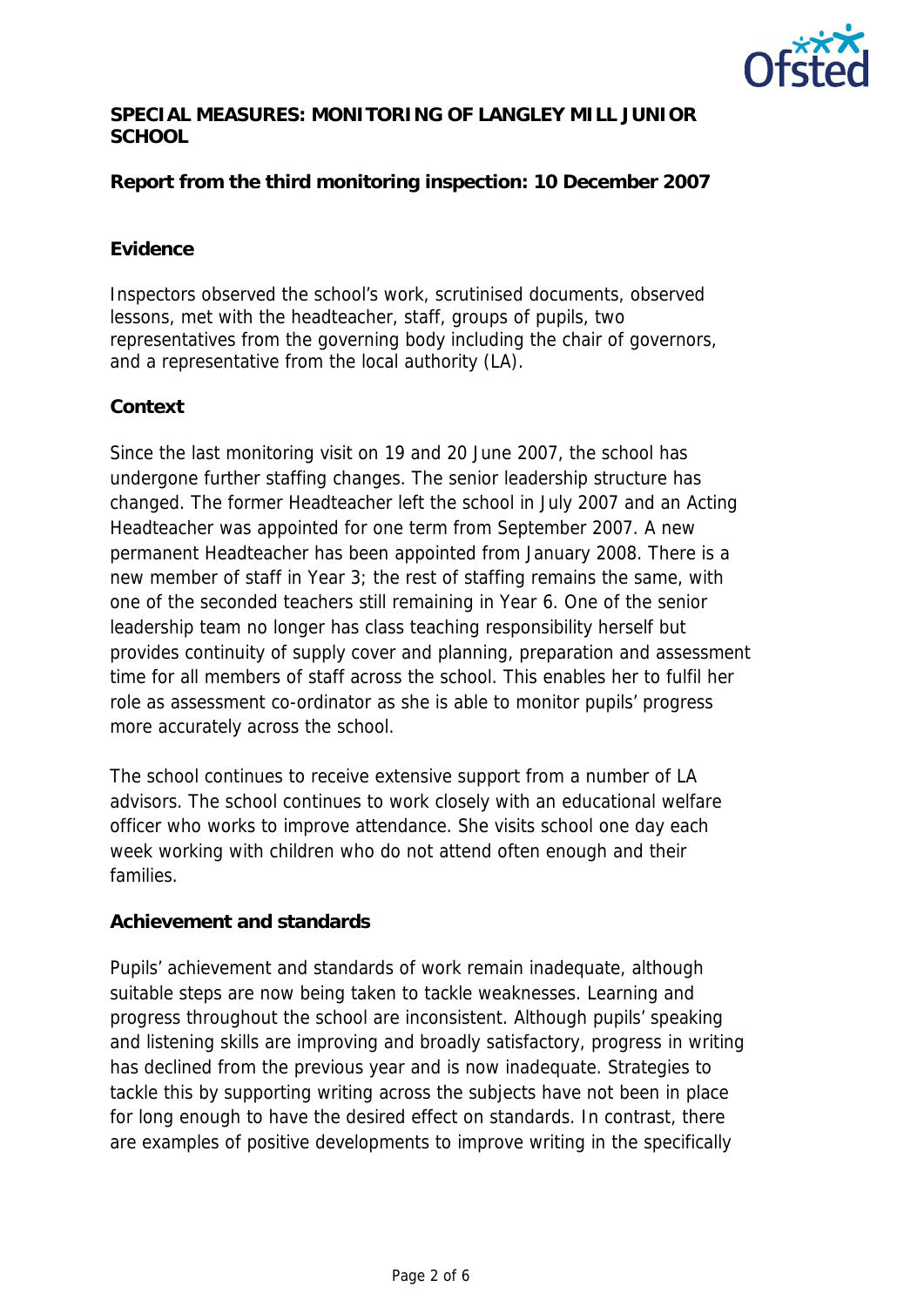**SPECIAL MEASURES: MONITORING OF LANGLEY MILL JUNIOR SCHOOL**

**Report from the third monitoring inspection: 10 December 2007**

**Evidence**

Inspectors observed the school's work, scrutinised documents, observed lessons, met with the headteacher, staff, groups of pupils, two representatives from the governing body including the chair of governors, and a representative from the local authority (LA).

**Context**

Since the last monitoring visit on 19 and 20 June 2007, the school has undergone further staffing changes. The senior leadership structure has changed. The former Headteacher left the school in July 2007 and an Acting Headteacher was appointed for one term from September 2007. A new permanent Headteacher has been appointed from January 2008. There is a new member of staff in Year 3; the rest of staffing remains the same, with one of the seconded teachers still remaining in Year 6. One of the senior leadership team no longer has class teaching responsibility herself but provides continuity of supply cover and planning, preparation and assessment time for all members of staff across the school. This enables her to fulfil her role as assessment co-ordinator as she is able to monitor pupils' progress more accurately across the school.

The school continues to receive extensive support from a number of LA advisors. The school continues to work closely with an educational welfare officer who works to improve attendance. She visits school one day each week working with children who do not attend often enough and their families.

**Achievement and standards**

Pupils' achievement and standards of work remain inadequate, although suitable steps are now being taken to tackle weaknesses. Learning and progress throughout the school are inconsistent. Although pupils' speaking and listening skills are improving and broadly satisfactory, progress in writing has declined from the previous year and is now inadequate. Strategies to tackle this by supporting writing across the subjects have not been in place for long enough to have the desired effect on standards. In contrast, there are examples of positive developments to improve writing in the specifically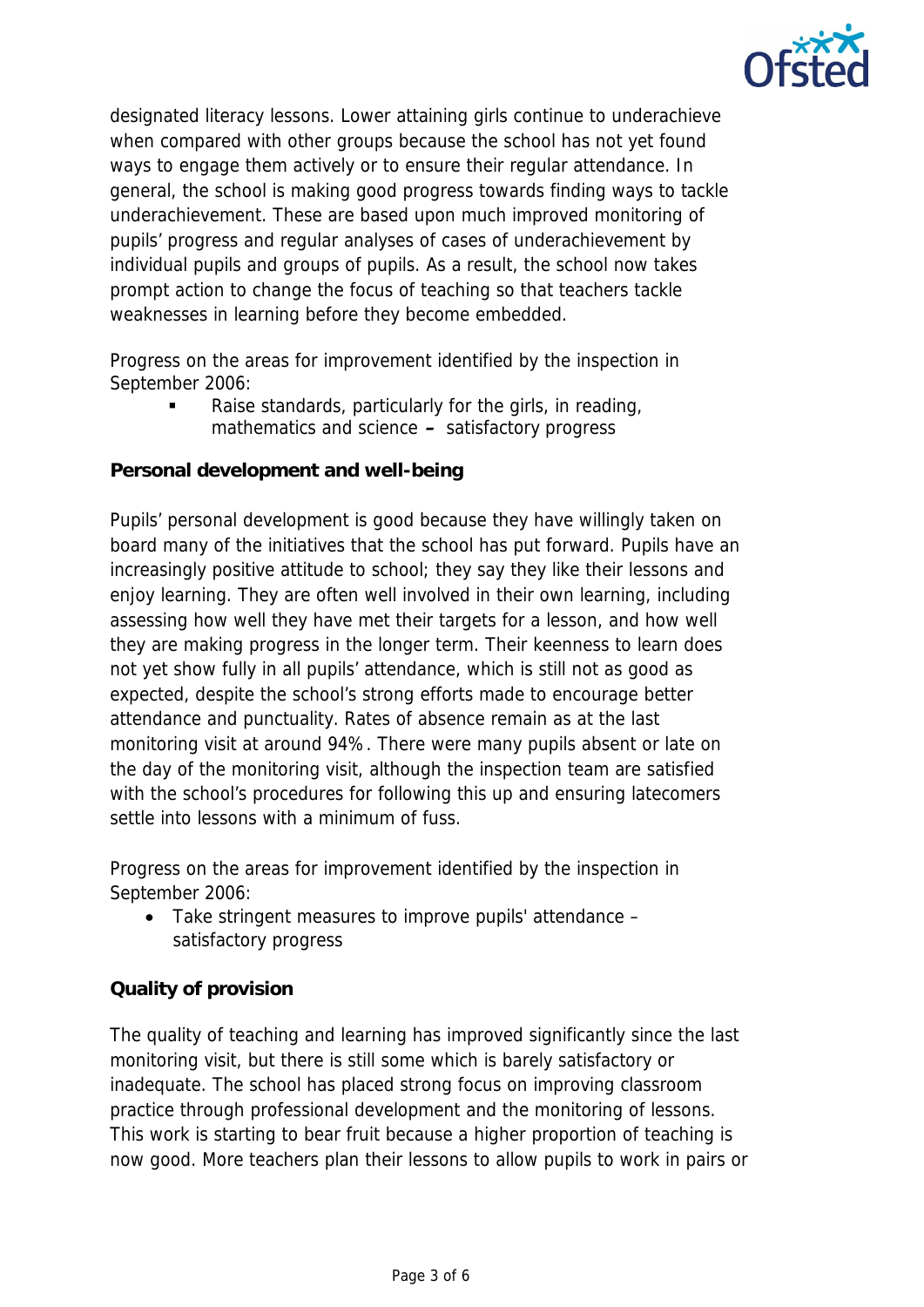designated literacy lessons. Lower attaining girls continue to underachieve when compared with other groups because the school has not yet found ways to engage them actively or to ensure their regular attendance. In general, the school is making good progress towards finding ways to tackle underachievement. These are based upon much improved monitoring of pupils' progress and regular analyses of cases of underachievement by individual pupils and groups of pupils. As a result, the school now takes prompt action to change the focus of teaching so that teachers tackle weaknesses in learning before they become embedded.

Progress on the areas for improvement identified by the inspection in September 2006:

- Raise standards, particularly for the girls, in reading, mathematics and science – satisfactory progress

**Personal development and well-being**

Pupils' personal development is good because they have willingly taken on board many of the initiatives that the school has put forward. Pupils have an increasingly positive attitude to school; they say they like their lessons and enjoy learning. They are often well involved in their own learning, including assessing how well they have met their targets for a lesson, and how well they are making progress in the longer term. Their keenness to learn does not yet show fully in all pupils' attendance, which is still not as good as expected, despite the school's strong efforts made to encourage better attendance and punctuality. Rates of absence remain as at the last monitoring visit at around 94%. There were many pupils absent or late on the day of the monitoring visit, although the inspection team are satisfied with the school's procedures for following this up and ensuring latecomers settle into lessons with a minimum of fuss.

Progress on the areas for improvement identified by the inspection in September 2006:

- Take stringent measures to improve pupils' attendance – satisfactory progress

**Quality of provision**

The quality of teaching and learning has improved significantly since the last monitoring visit, but there is still some which is barely satisfactory or inadequate. The school has placed strong focus on improving classroom practice through professional development and the monitoring of lessons. This work is starting to bear fruit because a higher proportion of teaching is now good. More teachers plan their lessons to allow pupils to work in pairs or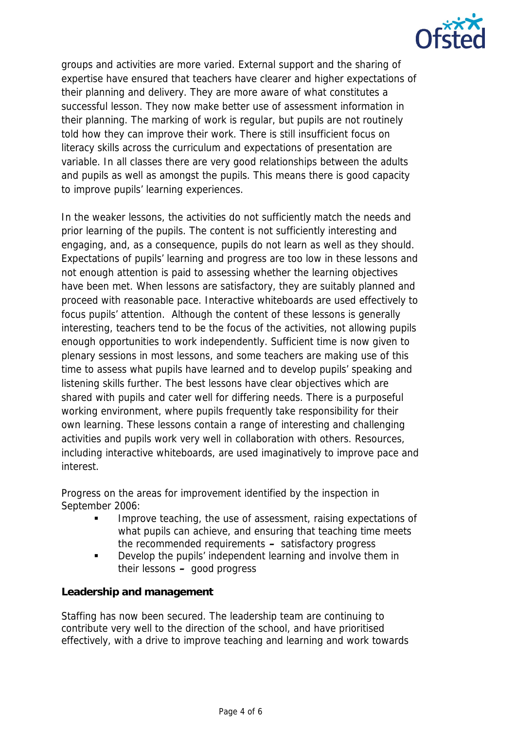groups and activities are more varied. External support and the sharing of expertise have ensured that teachers have clearer and higher expectations of their planning and delivery. They are more aware of what constitutes a successful lesson. They now make better use of assessment information in their planning. The marking of work is regular, but pupils are not routinely told how they can improve their work. There is still insufficient focus on literacy skills across the curriculum and expectations of presentation are variable. In all classes there are very good relationships between the adults and pupils as well as amongst the pupils. This means there is good capacity to improve pupils' learning experiences.

In the weaker lessons, the activities do not sufficiently match the needs and prior learning of the pupils. The content is not sufficiently interesting and engaging, and, as a consequence, pupils do not learn as well as they should. Expectations of pupils' learning and progress are too low in these lessons and not enough attention is paid to assessing whether the learning objectives have been met. When lessons are satisfactory, they are suitably planned and proceed with reasonable pace. Interactive whiteboards are used effectively to focus pupils' attention. Although the content of these lessons is generally interesting, teachers tend to be the focus of the activities, not allowing pupils enough opportunities to work independently. Sufficient time is now given to plenary sessions in most lessons, and some teachers are making use of this time to assess what pupils have learned and to develop pupils' speaking and listening skills further. The best lessons have clear objectives which are shared with pupils and cater well for differing needs. There is a purposeful working environment, where pupils frequently take responsibility for their own learning. These lessons contain a range of interesting and challenging activities and pupils work very well in collaboration with others. Resources, including interactive whiteboards, are used imaginatively to improve pace and interest.

Progress on the areas for improvement identified by the inspection in September 2006:

- Improve teaching, the use of assessment, raising expectations of what pupils can achieve, and ensuring that teaching time meets the recommended requirements – satisfactory progress
- Develop the pupils' independent learning and involve them in their lessons – good progress

**Leadership and management**

Staffing has now been secured. The leadership team are continuing to contribute very well to the direction of the school, and have prioritised effectively, with a drive to improve teaching and learning and work towards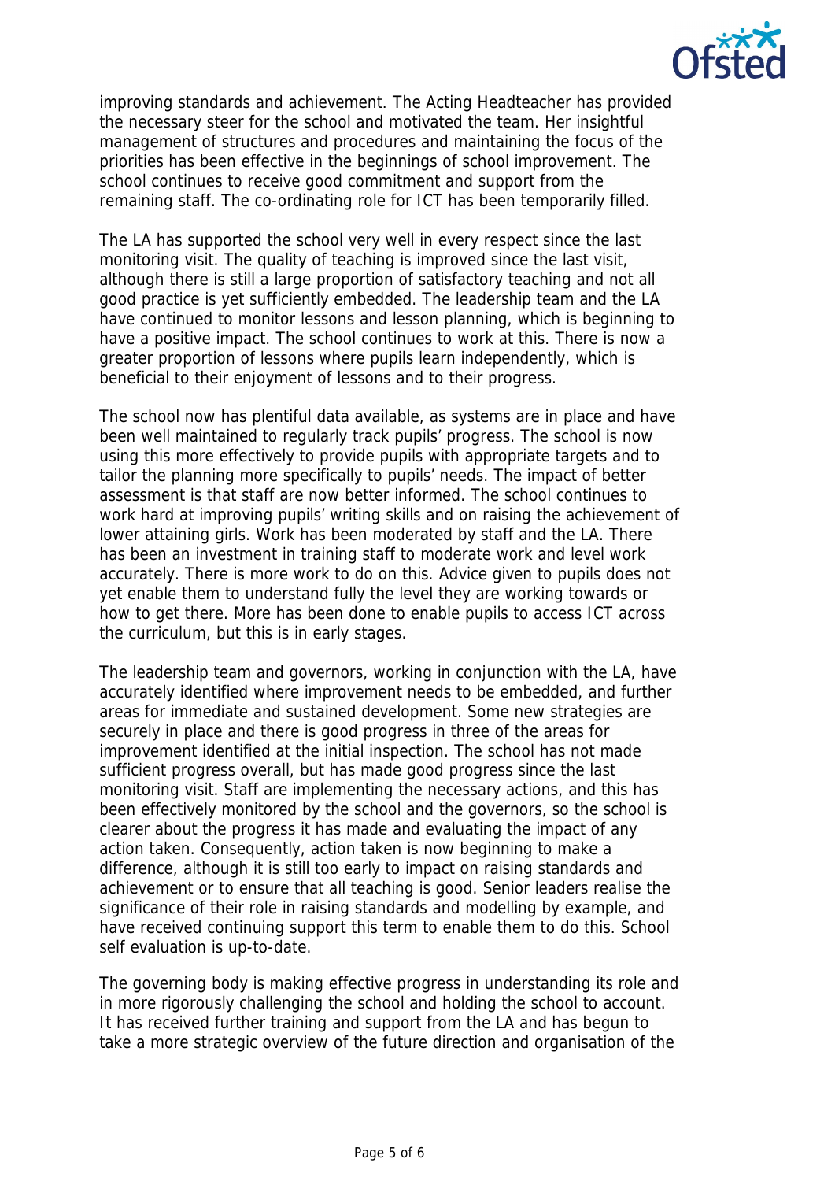improving standards and achievement. The Acting Headteacher has provided the necessary steer for the school and motivated the team. Her insightful management of structures and procedures and maintaining the focus of the priorities has been effective in the beginnings of school improvement. The school continues to receive good commitment and support from the remaining staff. The co-ordinating role for ICT has been temporarily filled.

The LA has supported the school very well in every respect since the last monitoring visit. The quality of teaching is improved since the last visit, although there is still a large proportion of satisfactory teaching and not all good practice is yet sufficiently embedded. The leadership team and the LA have continued to monitor lessons and lesson planning, which is beginning to have a positive impact. The school continues to work at this. There is now a greater proportion of lessons where pupils learn independently, which is beneficial to their enjoyment of lessons and to their progress.

The school now has plentiful data available, as systems are in place and have been well maintained to regularly track pupils' progress. The school is now using this more effectively to provide pupils with appropriate targets and to tailor the planning more specifically to pupils' needs. The impact of better assessment is that staff are now better informed. The school continues to work hard at improving pupils' writing skills and on raising the achievement of lower attaining girls. Work has been moderated by staff and the LA. There has been an investment in training staff to moderate work and level work accurately. There is more work to do on this. Advice given to pupils does not yet enable them to understand fully the level they are working towards or how to get there. More has been done to enable pupils to access ICT across the curriculum, but this is in early stages.

The leadership team and governors, working in conjunction with the LA, have accurately identified where improvement needs to be embedded, and further areas for immediate and sustained development. Some new strategies are securely in place and there is good progress in three of the areas for improvement identified at the initial inspection. The school has not made sufficient progress overall, but has made good progress since the last monitoring visit. Staff are implementing the necessary actions, and this has been effectively monitored by the school and the governors, so the school is clearer about the progress it has made and evaluating the impact of any action taken. Consequently, action taken is now beginning to make a difference, although it is still too early to impact on raising standards and achievement or to ensure that all teaching is good. Senior leaders realise the significance of their role in raising standards and modelling by example, and have received continuing support this term to enable them to do this. School self evaluation is up-to-date.

The governing body is making effective progress in understanding its role and in more rigorously challenging the school and holding the school to account. It has received further training and support from the LA and has begun to take a more strategic overview of the future direction and organisation of the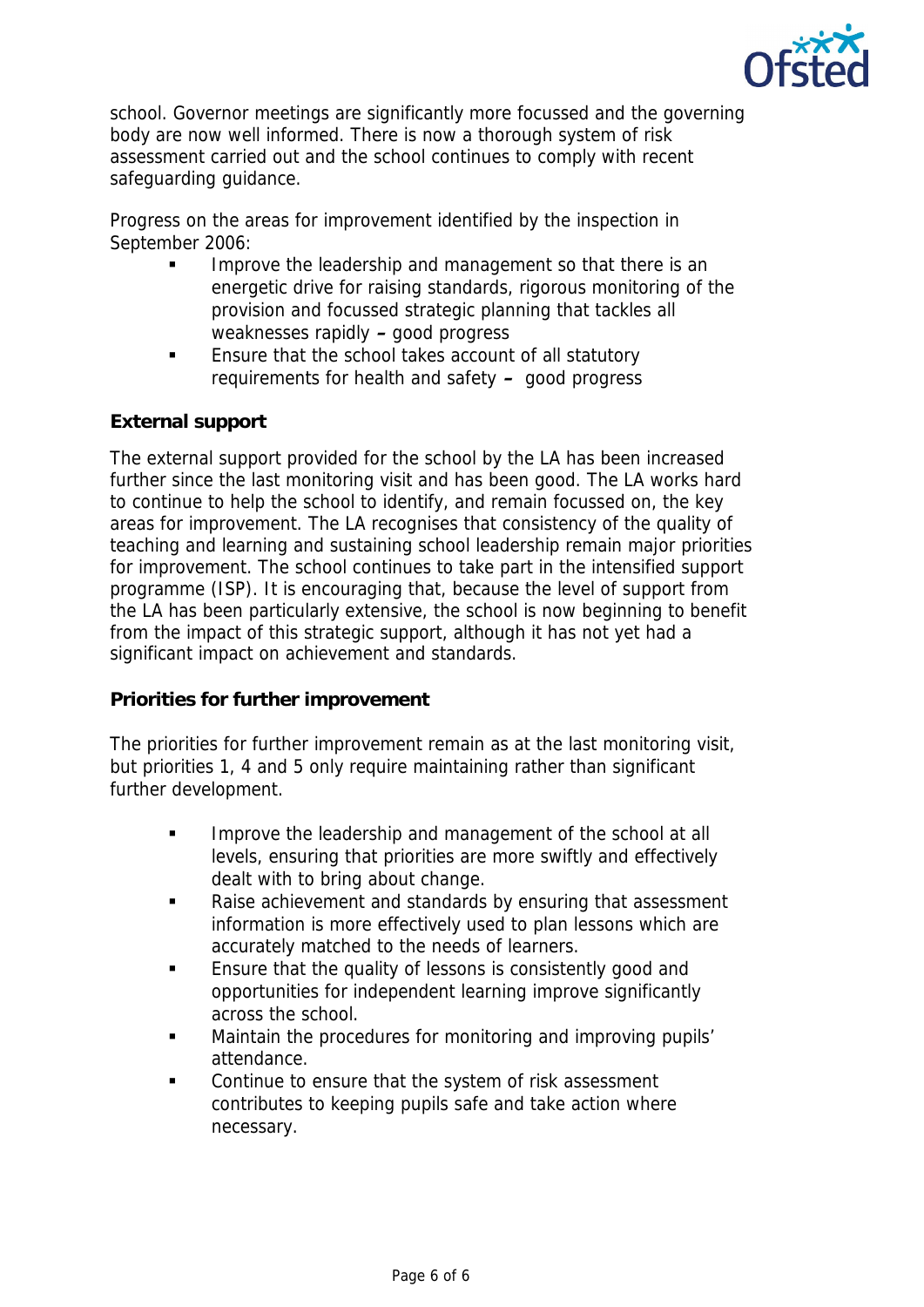school. Governor meetings are significantly more focussed and the governing body are now well informed. There is now a thorough system of risk assessment carried out and the school continues to comply with recent safeguarding guidance.

Progress on the areas for improvement identified by the inspection in September 2006:

- Improve the leadership and management so that there is an energetic drive for raising standards, rigorous monitoring of the provision and focussed strategic planning that tackles all weaknesses rapidly – good progress
- Ensure that the school takes account of all statutory requirements for health and safety – good progress

**External support**

The external support provided for the school by the LA has been increased further since the last monitoring visit and has been good. The LA works hard to continue to help the school to identify, and remain focussed on, the key areas for improvement. The LA recognises that consistency of the quality of teaching and learning and sustaining school leadership remain major priorities for improvement. The school continues to take part in the intensified support programme (ISP). It is encouraging that, because the level of support from the LA has been particularly extensive, the school is now beginning to benefit from the impact of this strategic support, although it has not yet had a significant impact on achievement and standards.

**Priorities for further improvement**

The priorities for further improvement remain as at the last monitoring visit, but priorities 1, 4 and 5 only require maintaining rather than significant further development.

- Improve the leadership and management of the school at all levels, ensuring that priorities are more swiftly and effectively dealt with to bring about change.
- Raise achievement and standards by ensuring that assessment information is more effectively used to plan lessons which are accurately matched to the needs of learners.
- Ensure that the quality of lessons is consistently good and opportunities for independent learning improve significantly across the school.
- Maintain the procedures for monitoring and improving pupils' attendance.
- Continue to ensure that the system of risk assessment contributes to keeping pupils safe and take action where necessary.